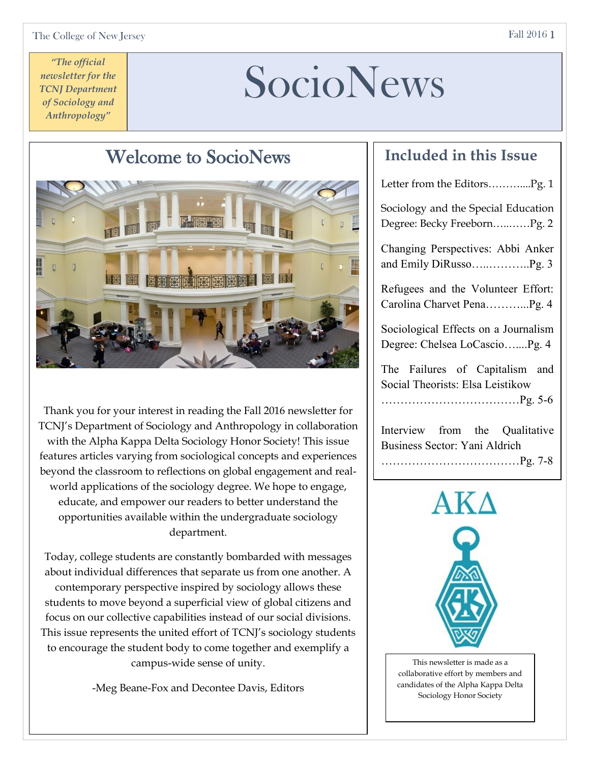*"The official newsletter for the TCNJ Department of Sociology and Anthropology"*

# SocioNews

## Welcome to SocioNews

Thank you for your interest in reading the Fall 2016 newsletter for TCNJ's Department of Sociology and Anthropology in collaboration with the Alpha Kappa Delta Sociology Honor Society! This issue features articles varying from sociological concepts and experiences beyond the classroom to reflections on global engagement and real-world applications of the sociology degree. We hope to engage, educate, and empower our readers to better understand the opportunities available within the undergraduate sociology department.

Today, college students are constantly bombarded with messages about individual differences that separate us from one another. A contemporary perspective inspired by sociology allows these students to move beyond a superficial view of global citizens and focus on our collective capabilities instead of our social divisions. This issue represents the united effort of TCNJ's sociology students to encourage the student body to come together and exemplify a campus-wide sense of unity.

-Meg Beane-Fox and Decontee Davis, Editors

## Included in this Issue

Letter from the Editors………....Pg. 1

Sociology and the Special Education Degree: Becky Freeborn…..……Pg. 2

Changing Perspectives: Abbi Anker and Emily DiRusso…..………..Pg. 3

Refugees and the Volunteer Effort: Carolina Charvet Pena………...Pg. 4

Sociological Effects on a Journalism Degree: Chelsea LoCascio…....Pg. 4

The Failures of Capitalism and Social Theorists: Elsa Leistikow ………………………………Pg. 5-6

Interview from the Qualitative Business Sector: Yani Aldrich ………………………………Pg. 7-8

AKΔ

This newsletter is made as a collaborative effort by members and candidates of the Alpha Kappa Delta Sociology Honor Society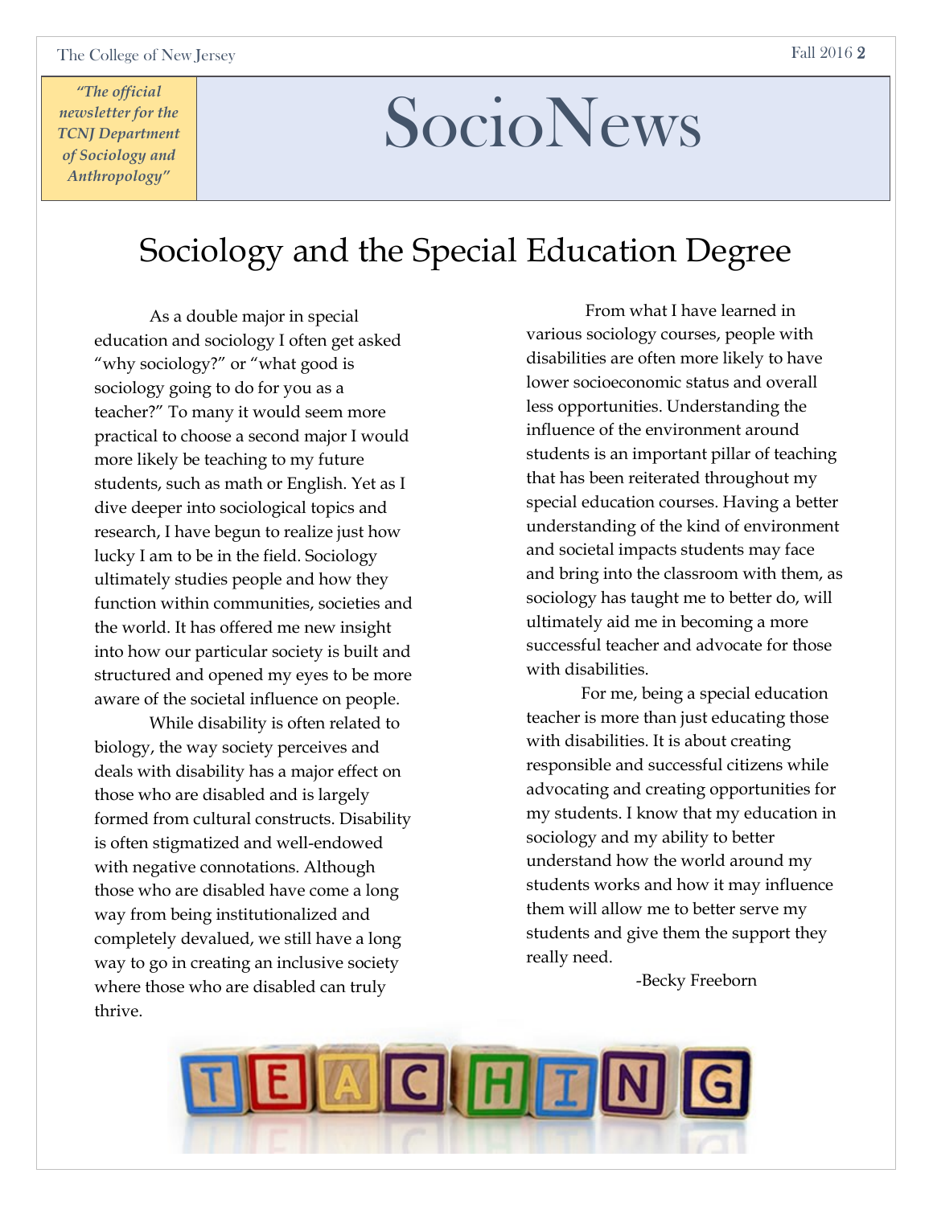*"The official newsletter for the TCNJ Department of Sociology and Anthropology"*

# SocioNews

## Sociology and the Special Education Degree

As a double major in special education and sociology I often get asked "why sociology?" or "what good is sociology going to do for you as a teacher?" To many it would seem more practical to choose a second major I would more likely be teaching to my future students, such as math or English. Yet as I dive deeper into sociological topics and research, I have begun to realize just how lucky I am to be in the field. Sociology ultimately studies people and how they function within communities, societies and the world. It has offered me new insight into how our particular society is built and structured and opened my eyes to be more aware of the societal influence on people.

While disability is often related to biology, the way society perceives and deals with disability has a major effect on those who are disabled and is largely formed from cultural constructs. Disability is often stigmatized and well-endowed with negative connotations. Although those who are disabled have come a long way from being institutionalized and completely devalued, we still have a long way to go in creating an inclusive society where those who are disabled can truly thrive.

From what I have learned in various sociology courses, people with disabilities are often more likely to have lower socioeconomic status and overall less opportunities. Understanding the influence of the environment around students is an important pillar of teaching that has been reiterated throughout my special education courses. Having a better understanding of the kind of environment and societal impacts students may face and bring into the classroom with them, as sociology has taught me to better do, will ultimately aid me in becoming a more successful teacher and advocate for those with disabilities.

For me, being a special education teacher is more than just educating those with disabilities. It is about creating responsible and successful citizens while advocating and creating opportunities for my students. I know that my education in sociology and my ability to better understand how the world around my students works and how it may influence them will allow me to better serve my students and give them the support they really need.

-Becky Freeborn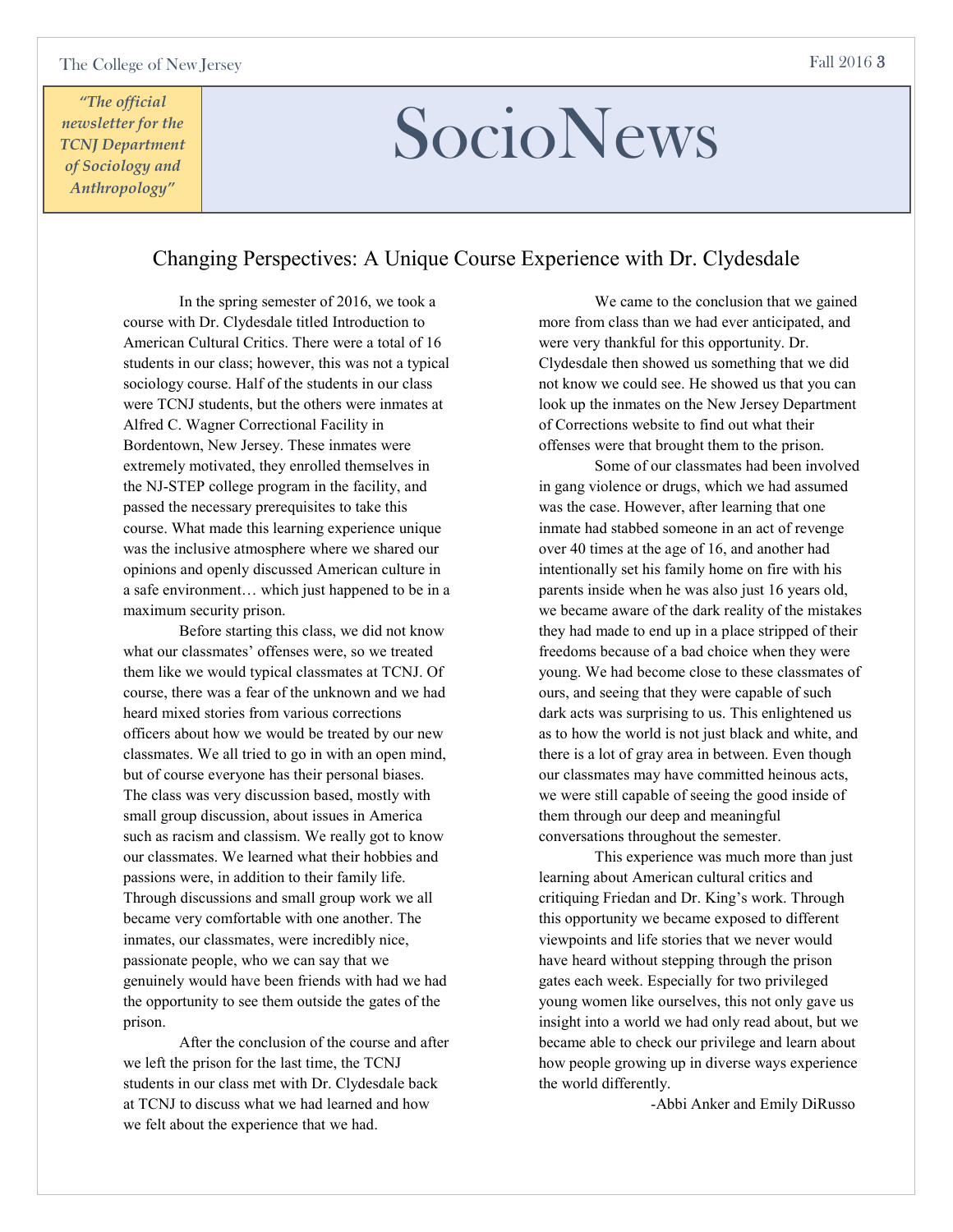# SocioNews

*"The official newsletter for the TCNJ Department of Sociology and Anthropology"*

## Changing Perspectives: A Unique Course Experience with Dr. Clydesdale

In the spring semester of 2016, we took a course with Dr. Clydesdale titled Introduction to American Cultural Critics. There were a total of 16 students in our class; however, this was not a typical sociology course. Half of the students in our class were TCNJ students, but the others were inmates at Alfred C. Wagner Correctional Facility in Bordentown, New Jersey. These inmates were extremely motivated, they enrolled themselves in the NJ-STEP college program in the facility, and passed the necessary prerequisites to take this course. What made this learning experience unique was the inclusive atmosphere where we shared our opinions and openly discussed American culture in a safe environment… which just happened to be in a maximum security prison.

Before starting this class, we did not know what our classmates' offenses were, so we treated them like we would typical classmates at TCNJ. Of course, there was a fear of the unknown and we had heard mixed stories from various corrections officers about how we would be treated by our new classmates. We all tried to go in with an open mind, but of course everyone has their personal biases. The class was very discussion based, mostly with small group discussion, about issues in America such as racism and classism. We really got to know our classmates. We learned what their hobbies and passions were, in addition to their family life. Through discussions and small group work we all became very comfortable with one another. The inmates, our classmates, were incredibly nice, passionate people, who we can say that we genuinely would have been friends with had we had the opportunity to see them outside the gates of the prison.

After the conclusion of the course and after we left the prison for the last time, the TCNJ students in our class met with Dr. Clydesdale back at TCNJ to discuss what we had learned and how we felt about the experience that we had.

We came to the conclusion that we gained more from class than we had ever anticipated, and were very thankful for this opportunity. Dr. Clydesdale then showed us something that we did not know we could see. He showed us that you can look up the inmates on the New Jersey Department of Corrections website to find out what their offenses were that brought them to the prison.

Some of our classmates had been involved in gang violence or drugs, which we had assumed was the case. However, after learning that one inmate had stabbed someone in an act of revenge over 40 times at the age of 16, and another had intentionally set his family home on fire with his parents inside when he was also just 16 years old, we became aware of the dark reality of the mistakes they had made to end up in a place stripped of their freedoms because of a bad choice when they were young. We had become close to these classmates of ours, and seeing that they were capable of such dark acts was surprising to us. This enlightened us as to how the world is not just black and white, and there is a lot of gray area in between. Even though our classmates may have committed heinous acts, we were still capable of seeing the good inside of them through our deep and meaningful conversations throughout the semester.

This experience was much more than just learning about American cultural critics and critiquing Friedan and Dr. King's work. Through this opportunity we became exposed to different viewpoints and life stories that we never would have heard without stepping through the prison gates each week. Especially for two privileged young women like ourselves, this not only gave us insight into a world we had only read about, but we became able to check our privilege and learn about how people growing up in diverse ways experience the world differently.

-Abbi Anker and Emily DiRusso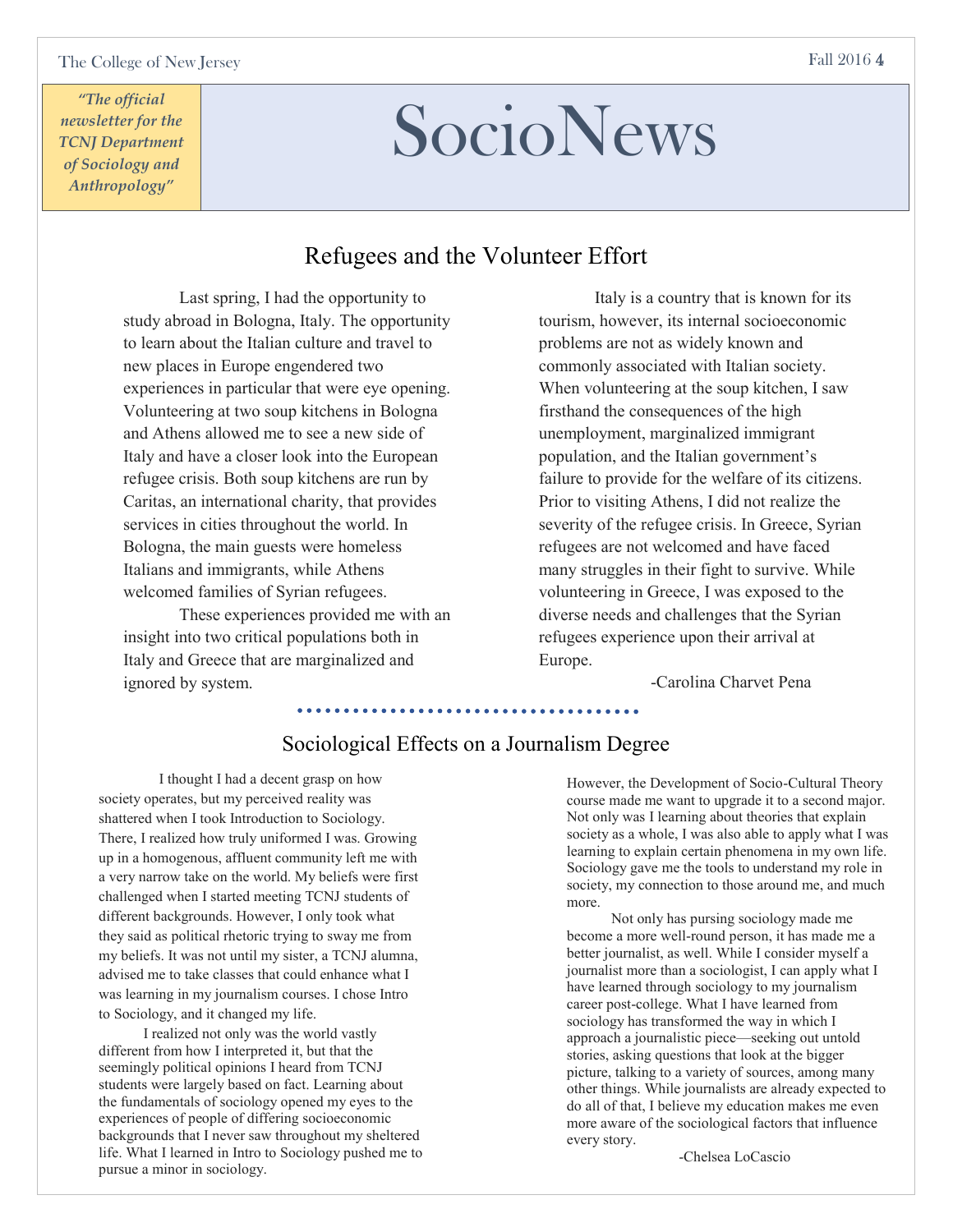*"The official newsletter for the TCNJ Department of Sociology and Anthropology"*

# SocioNews

## Refugees and the Volunteer Effort

Last spring, I had the opportunity to study abroad in Bologna, Italy. The opportunity to learn about the Italian culture and travel to new places in Europe engendered two experiences in particular that were eye opening. Volunteering at two soup kitchens in Bologna and Athens allowed me to see a new side of Italy and have a closer look into the European refugee crisis. Both soup kitchens are run by Caritas, an international charity, that provides services in cities throughout the world. In Bologna, the main guests were homeless Italians and immigrants, while Athens welcomed families of Syrian refugees.

These experiences provided me with an insight into two critical populations both in Italy and Greece that are marginalized and ignored by system.

Italy is a country that is known for its tourism, however, its internal socioeconomic problems are not as widely known and commonly associated with Italian society. When volunteering at the soup kitchen, I saw firsthand the consequences of the high unemployment, marginalized immigrant population, and the Italian government's failure to provide for the welfare of its citizens. Prior to visiting Athens, I did not realize the severity of the refugee crisis. In Greece, Syrian refugees are not welcomed and have faced many struggles in their fight to survive. While volunteering in Greece, I was exposed to the diverse needs and challenges that the Syrian refugees experience upon their arrival at Europe.

-Carolina Charvet Pena

## Sociological Effects on a Journalism Degree

I thought I had a decent grasp on how society operates, but my perceived reality was shattered when I took Introduction to Sociology. There, I realized how truly uniformed I was. Growing up in a homogenous, affluent community left me with a very narrow take on the world. My beliefs were first challenged when I started meeting TCNJ students of different backgrounds. However, I only took what they said as political rhetoric trying to sway me from my beliefs. It was not until my sister, a TCNJ alumna, advised me to take classes that could enhance what I was learning in my journalism courses. I chose Intro to Sociology, and it changed my life.

I realized not only was the world vastly different from how I interpreted it, but that the seemingly political opinions I heard from TCNJ students were largely based on fact. Learning about the fundamentals of sociology opened my eyes to the experiences of people of differing socioeconomic backgrounds that I never saw throughout my sheltered life. What I learned in Intro to Sociology pushed me to pursue a minor in sociology. However, the Development of Socio-Cultural Theory course made me want to upgrade it to a second major. Not only was I learning about theories that explain society as a whole, I was also able to apply what I was learning to explain certain phenomena in my own life. Sociology gave me the tools to understand my role in society, my connection to those around me, and much more.

Not only has pursing sociology made me become a more well-round person, it has made me a better journalist, as well. While I consider myself a journalist more than a sociologist, I can apply what I have learned through sociology to my journalism career post-college. What I have learned from sociology has transformed the way in which I approach a journalistic piece—seeking out untold stories, asking questions that look at the bigger picture, talking to a variety of sources, among many other things. While journalists are already expected to do all of that, I believe my education makes me even more aware of the sociological factors that influence every story.

-Chelsea LoCascio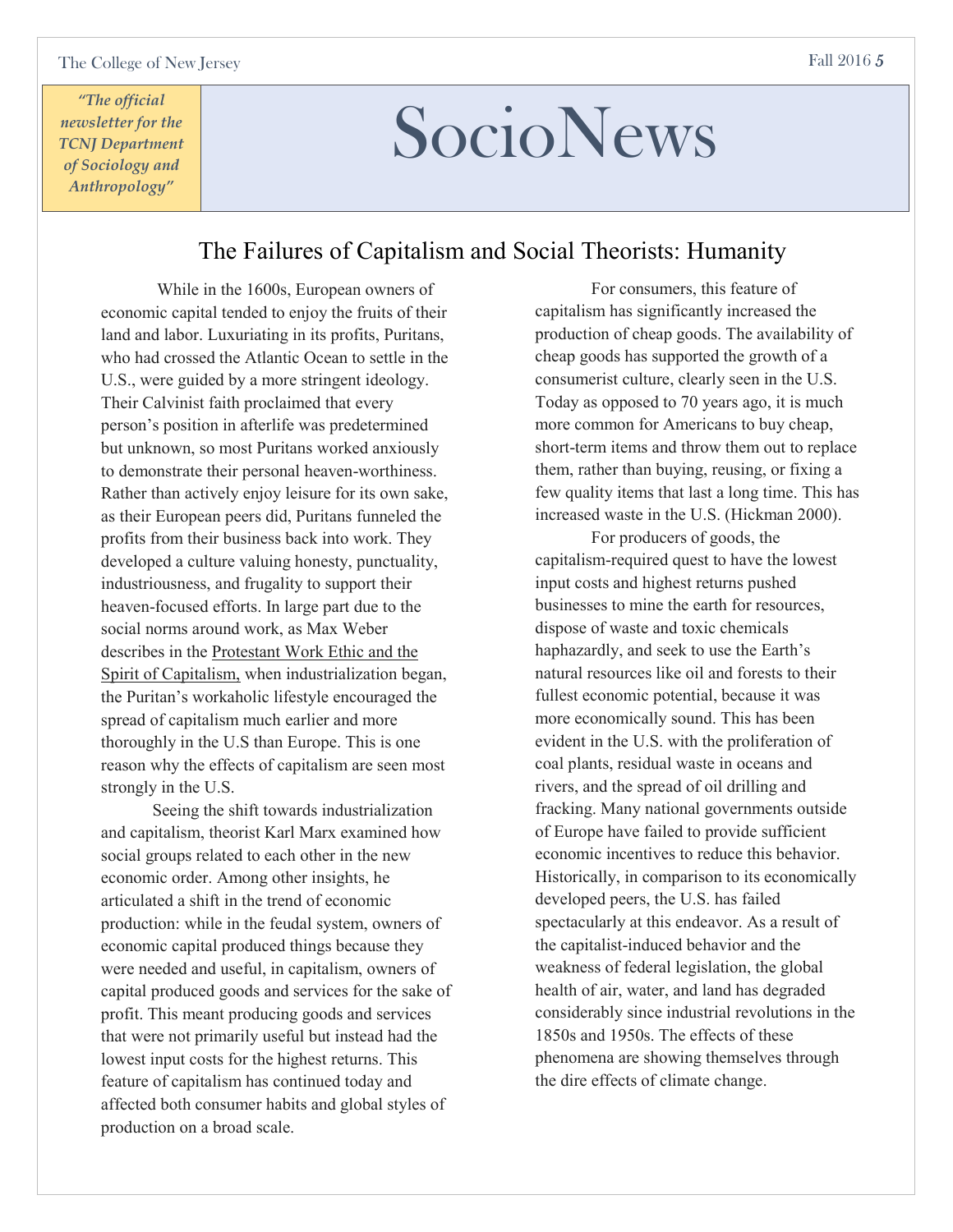# The Failures of Capitalism and Social Theorists: Humanity

While in the 1600s, European owners of economic capital tended to enjoy the fruits of their land and labor. Luxuriating in its profits, Puritans, who had crossed the Atlantic Ocean to settle in the U.S., were guided by a more stringent ideology. Their Calvinist faith proclaimed that every person's position in afterlife was predetermined but unknown, so most Puritans worked anxiously to demonstrate their personal heaven-worthiness. Rather than actively enjoy leisure for its own sake, as their European peers did, Puritans funneled the profits from their business back into work. They developed a culture valuing honesty, punctuality, industriousness, and frugality to support their heaven-focused efforts. In large part due to the social norms around work, as Max Weber describes in the Protestant Work Ethic and the Spirit of Capitalism, when industrialization began, the Puritan's workaholic lifestyle encouraged the spread of capitalism much earlier and more thoroughly in the U.S than Europe. This is one reason why the effects of capitalism are seen most strongly in the U.S.

Seeing the shift towards industrialization and capitalism, theorist Karl Marx examined how social groups related to each other in the new economic order. Among other insights, he articulated a shift in the trend of economic production: while in the feudal system, owners of economic capital produced things because they were needed and useful, in capitalism, owners of capital produced goods and services for the sake of profit. This meant producing goods and services that were not primarily useful but instead had the lowest input costs for the highest returns. This feature of capitalism has continued today and affected both consumer habits and global styles of production on a broad scale.

For consumers, this feature of capitalism has significantly increased the production of cheap goods. The availability of cheap goods has supported the growth of a consumerist culture, clearly seen in the U.S. Today as opposed to 70 years ago, it is much more common for Americans to buy cheap, short-term items and throw them out to replace them, rather than buying, reusing, or fixing a few quality items that last a long time. This has increased waste in the U.S. (Hickman 2000).

For producers of goods, the capitalism-required quest to have the lowest input costs and highest returns pushed businesses to mine the earth for resources, dispose of waste and toxic chemicals haphazardly, and seek to use the Earth's natural resources like oil and forests to their fullest economic potential, because it was more economically sound. This has been evident in the U.S. with the proliferation of coal plants, residual waste in oceans and rivers, and the spread of oil drilling and fracking. Many national governments outside of Europe have failed to provide sufficient economic incentives to reduce this behavior. Historically, in comparison to its economically developed peers, the U.S. has failed spectacularly at this endeavor. As a result of the capitalist-induced behavior and the weakness of federal legislation, the global health of air, water, and land has degraded considerably since industrial revolutions in the 1850s and 1950s. The effects of these phenomena are showing themselves through the dire effects of climate change.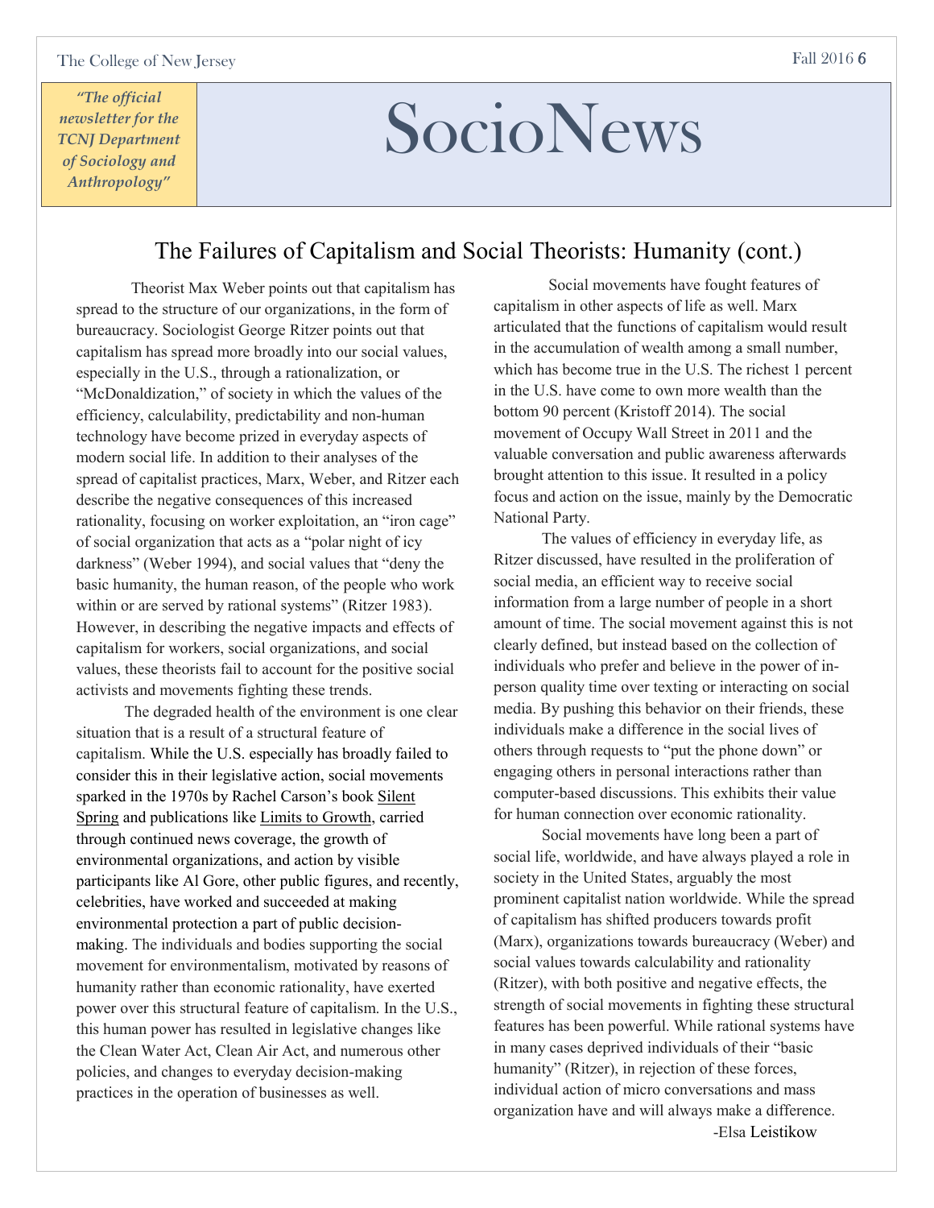## The Failures of Capitalism and Social Theorists: Humanity (cont.)

Theorist Max Weber points out that capitalism has spread to the structure of our organizations, in the form of bureaucracy. Sociologist George Ritzer points out that capitalism has spread more broadly into our social values, especially in the U.S., through a rationalization, or "McDonaldization," of society in which the values of the efficiency, calculability, predictability and non-human technology have become prized in everyday aspects of modern social life. In addition to their analyses of the spread of capitalist practices, Marx, Weber, and Ritzer each describe the negative consequences of this increased rationality, focusing on worker exploitation, an "iron cage" of social organization that acts as a "polar night of icy darkness" (Weber 1994), and social values that "deny the basic humanity, the human reason, of the people who work within or are served by rational systems" (Ritzer 1983). However, in describing the negative impacts and effects of capitalism for workers, social organizations, and social values, these theorists fail to account for the positive social activists and movements fighting these trends.

The degraded health of the environment is one clear situation that is a result of a structural feature of capitalism. While the U.S. especially has broadly failed to consider this in their legislative action, social movements sparked in the 1970s by Rachel Carson's book Silent Spring and publications like Limits to Growth, carried through continued news coverage, the growth of environmental organizations, and action by visible participants like Al Gore, other public figures, and recently, celebrities, have worked and succeeded at making environmental protection a part of public decision-making. The individuals and bodies supporting the social movement for environmentalism, motivated by reasons of humanity rather than economic rationality, have exerted power over this structural feature of capitalism. In the U.S., this human power has resulted in legislative changes like the Clean Water Act, Clean Air Act, and numerous other policies, and changes to everyday decision-making practices in the operation of businesses as well.

Social movements have fought features of capitalism in other aspects of life as well. Marx articulated that the functions of capitalism would result in the accumulation of wealth among a small number, which has become true in the U.S. The richest 1 percent in the U.S. have come to own more wealth than the bottom 90 percent (Kristoff 2014). The social movement of Occupy Wall Street in 2011 and the valuable conversation and public awareness afterwards brought attention to this issue. It resulted in a policy focus and action on the issue, mainly by the Democratic National Party.

The values of efficiency in everyday life, as Ritzer discussed, have resulted in the proliferation of social media, an efficient way to receive social information from a large number of people in a short amount of time. The social movement against this is not clearly defined, but instead based on the collection of individuals who prefer and believe in the power of in-person quality time over texting or interacting on social media. By pushing this behavior on their friends, these individuals make a difference in the social lives of others through requests to "put the phone down" or engaging others in personal interactions rather than computer-based discussions. This exhibits their value for human connection over economic rationality.

Social movements have long been a part of social life, worldwide, and have always played a role in society in the United States, arguably the most prominent capitalist nation worldwide. While the spread of capitalism has shifted producers towards profit (Marx), organizations towards bureaucracy (Weber) and social values towards calculability and rationality (Ritzer), with both positive and negative effects, the strength of social movements in fighting these structural features has been powerful. While rational systems have in many cases deprived individuals of their "basic humanity" (Ritzer), in rejection of these forces, individual action of micro conversations and mass organization have and will always make a difference.

-Elsa Leistikow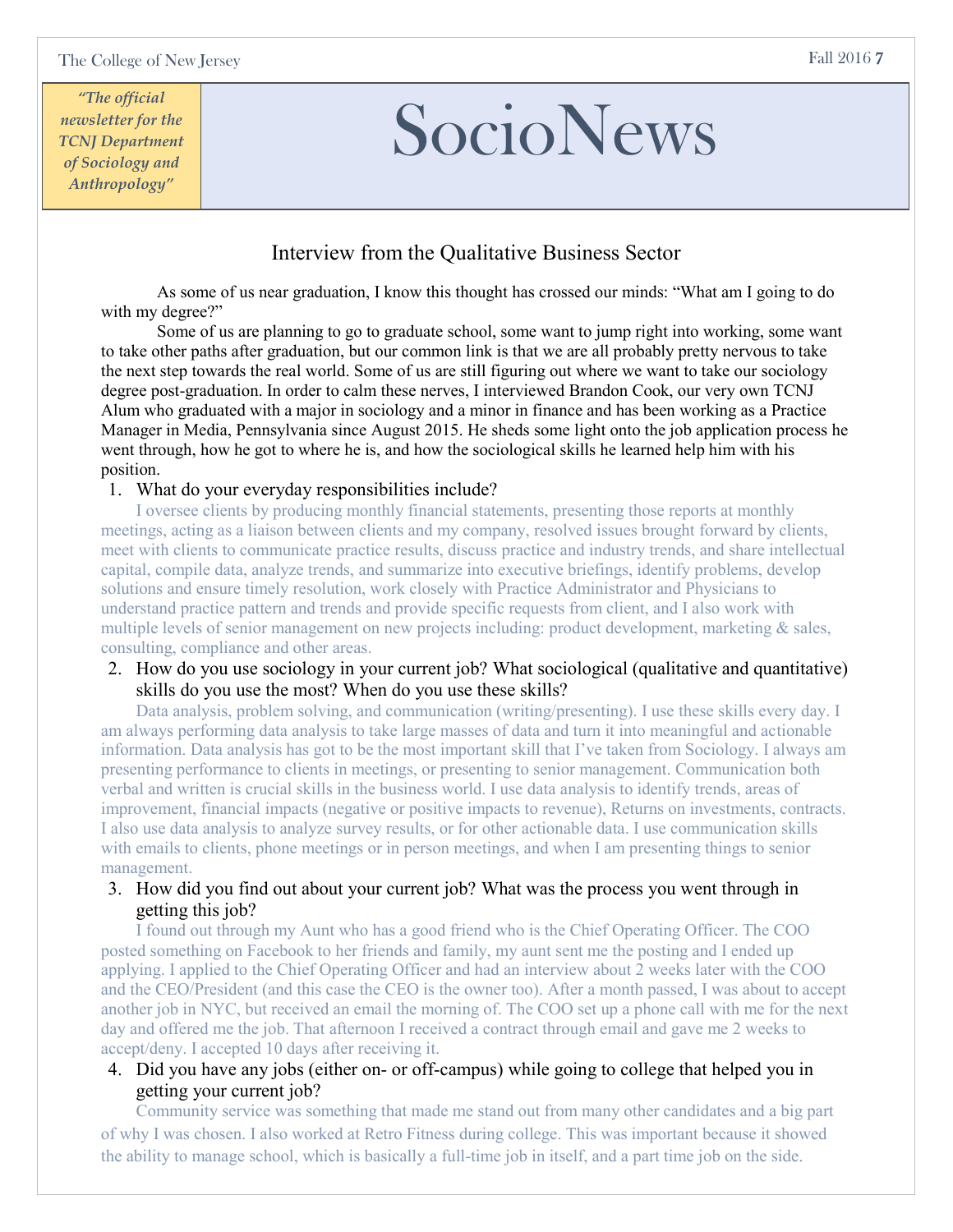*"The official newsletter for the TCNJ Department of Sociology and Anthropology"*

# SocioNews

## Interview from the Qualitative Business Sector

As some of us near graduation, I know this thought has crossed our minds: "What am I going to do with my degree?"

Some of us are planning to go to graduate school, some want to jump right into working, some want to take other paths after graduation, but our common link is that we are all probably pretty nervous to take the next step towards the real world. Some of us are still figuring out where we want to take our sociology degree post-graduation. In order to calm these nerves, I interviewed Brandon Cook, our very own TCNJ Alum who graduated with a major in sociology and a minor in finance and has been working as a Practice Manager in Media, Pennsylvania since August 2015. He sheds some light onto the job application process he went through, how he got to where he is, and how the sociological skills he learned help him with his position.

1. What do your everyday responsibilities include?

   I oversee clients by producing monthly financial statements, presenting those reports at monthly meetings, acting as a liaison between clients and my company, resolved issues brought forward by clients, meet with clients to communicate practice results, discuss practice and industry trends, and share intellectual capital, compile data, analyze trends, and summarize into executive briefings, identify problems, develop solutions and ensure timely resolution, work closely with Practice Administrator and Physicians to understand practice pattern and trends and provide specific requests from client, and I also work with multiple levels of senior management on new projects including: product development, marketing & sales, consulting, compliance and other areas.

2. How do you use sociology in your current job? What sociological (qualitative and quantitative) skills do you use the most? When do you use these skills?

   Data analysis, problem solving, and communication (writing/presenting). I use these skills every day. I am always performing data analysis to take large masses of data and turn it into meaningful and actionable information. Data analysis has got to be the most important skill that I've taken from Sociology. I always am presenting performance to clients in meetings, or presenting to senior management. Communication both verbal and written is crucial skills in the business world. I use data analysis to identify trends, areas of improvement, financial impacts (negative or positive impacts to revenue), Returns on investments, contracts. I also use data analysis to analyze survey results, or for other actionable data. I use communication skills with emails to clients, phone meetings or in person meetings, and when I am presenting things to senior management.

3. How did you find out about your current job? What was the process you went through in getting this job?

   I found out through my Aunt who has a good friend who is the Chief Operating Officer. The COO posted something on Facebook to her friends and family, my aunt sent me the posting and I ended up applying. I applied to the Chief Operating Officer and had an interview about 2 weeks later with the COO and the CEO/President (and this case the CEO is the owner too). After a month passed, I was about to accept another job in NYC, but received an email the morning of. The COO set up a phone call with me for the next day and offered me the job. That afternoon I received a contract through email and gave me 2 weeks to accept/deny. I accepted 10 days after receiving it.

4. Did you have any jobs (either on- or off-campus) while going to college that helped you in getting your current job?

   Community service was something that made me stand out from many other candidates and a big part of why I was chosen. I also worked at Retro Fitness during college. This was important because it showed the ability to manage school, which is basically a full-time job in itself, and a part time job on the side.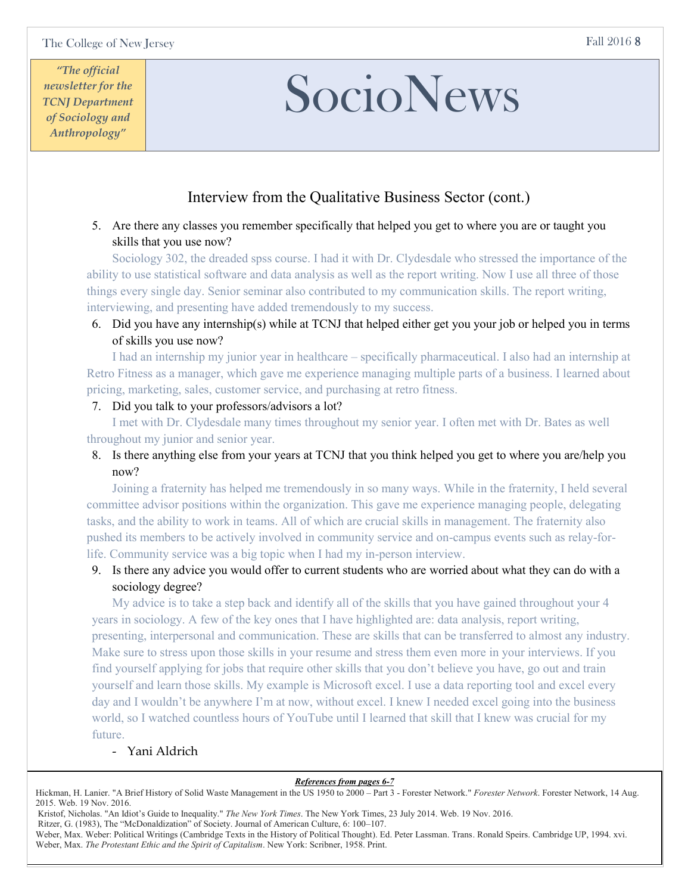# SocioNews

*"The official newsletter for the TCNJ Department of Sociology and Anthropology"*

## Interview from the Qualitative Business Sector (cont.)

5. Are there any classes you remember specifically that helped you get to where you are or taught you skills that you use now?

Sociology 302, the dreaded spss course. I had it with Dr. Clydesdale who stressed the importance of the ability to use statistical software and data analysis as well as the report writing. Now I use all three of those things every single day. Senior seminar also contributed to my communication skills. The report writing, interviewing, and presenting have added tremendously to my success.

6. Did you have any internship(s) while at TCNJ that helped either get you your job or helped you in terms of skills you use now?

I had an internship my junior year in healthcare – specifically pharmaceutical. I also had an internship at Retro Fitness as a manager, which gave me experience managing multiple parts of a business. I learned about pricing, marketing, sales, customer service, and purchasing at retro fitness.

7. Did you talk to your professors/advisors a lot?

I met with Dr. Clydesdale many times throughout my senior year. I often met with Dr. Bates as well throughout my junior and senior year.

8. Is there anything else from your years at TCNJ that you think helped you get to where you are/help you now?

Joining a fraternity has helped me tremendously in so many ways. While in the fraternity, I held several committee advisor positions within the organization. This gave me experience managing people, delegating tasks, and the ability to work in teams. All of which are crucial skills in management. The fraternity also pushed its members to be actively involved in community service and on-campus events such as relay-for-life. Community service was a big topic when I had my in-person interview.

9. Is there any advice you would offer to current students who are worried about what they can do with a sociology degree?

My advice is to take a step back and identify all of the skills that you have gained throughout your 4 years in sociology. A few of the key ones that I have highlighted are: data analysis, report writing, presenting, interpersonal and communication. These are skills that can be transferred to almost any industry. Make sure to stress upon those skills in your resume and stress them even more in your interviews. If you find yourself applying for jobs that require other skills that you don't believe you have, go out and train yourself and learn those skills. My example is Microsoft excel. I use a data reporting tool and excel every day and I wouldn't be anywhere I'm at now, without excel. I knew I needed excel going into the business world, so I watched countless hours of YouTube until I learned that skill that I knew was crucial for my future.

- Yani Aldrich

***References from pages 6-7***

Hickman, H. Lanier. "A Brief History of Solid Waste Management in the US 1950 to 2000 – Part 3 - Forester Network." *Forester Network*. Forester Network, 14 Aug. 2015. Web. 19 Nov. 2016.

Kristof, Nicholas. "An Idiot's Guide to Inequality." *The New York Times*. The New York Times, 23 July 2014. Web. 19 Nov. 2016.

Ritzer, G. (1983), The "McDonaldization" of Society. Journal of American Culture, 6: 100–107.

Weber, Max. Weber: Political Writings (Cambridge Texts in the History of Political Thought). Ed. Peter Lassman. Trans. Ronald Speirs. Cambridge UP, 1994. xvi.

Weber, Max. *The Protestant Ethic and the Spirit of Capitalism*. New York: Scribner, 1958. Print.